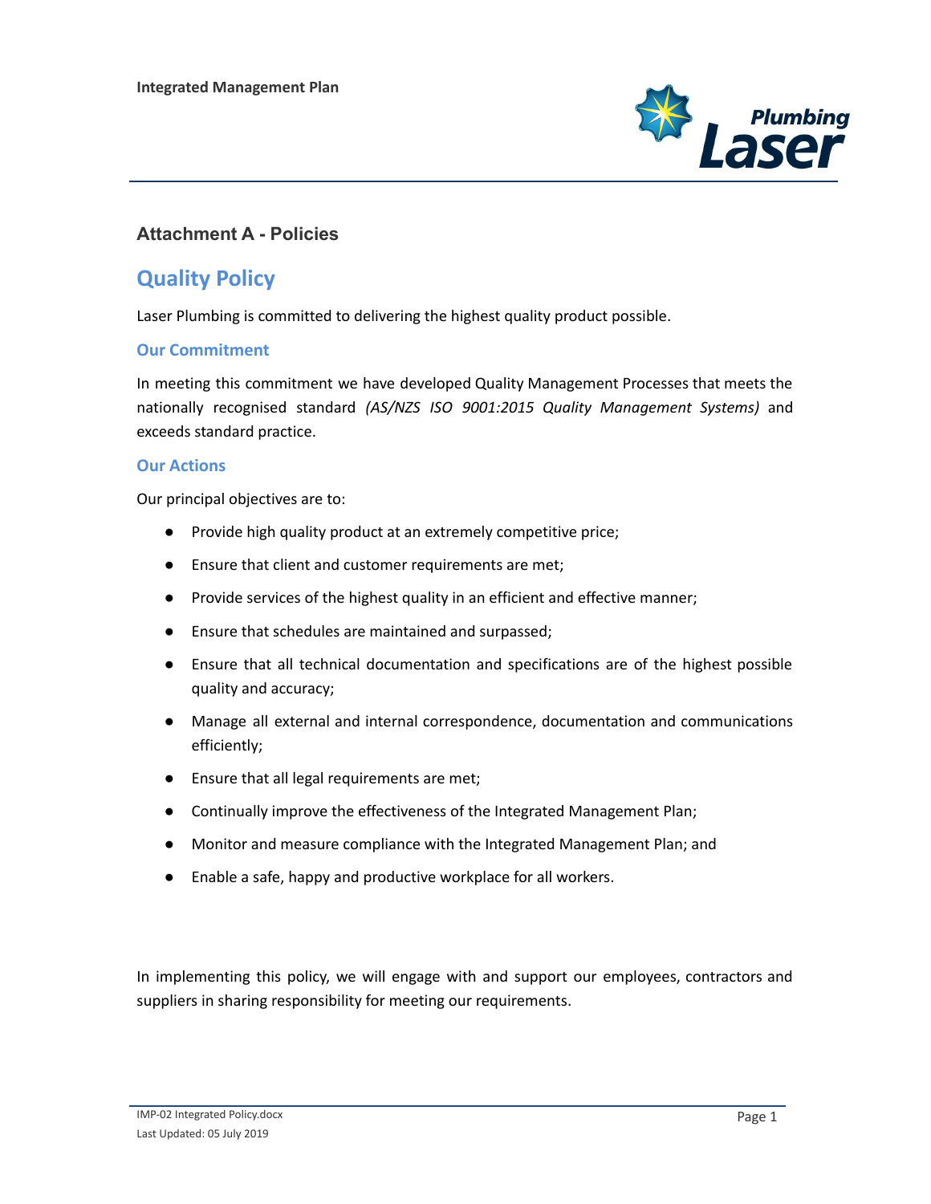## Attachment A - Policies

# Quality Policy

Laser Plumbing is committed to delivering the highest quality product possible.

### Our Commitment

In meeting this commitment we have developed Quality Management Processes that meets the nationally recognised standard *(AS/NZS ISO 9001:2015 Quality Management Systems)* and exceeds standard practice.

### Our Actions

Our principal objectives are to:

- Provide high quality product at an extremely competitive price;
- Ensure that client and customer requirements are met;
- Provide services of the highest quality in an efficient and effective manner;
- Ensure that schedules are maintained and surpassed;
- Ensure that all technical documentation and specifications are of the highest possible quality and accuracy;
- Manage all external and internal correspondence, documentation and communications efficiently;
- Ensure that all legal requirements are met;
- Continually improve the effectiveness of the Integrated Management Plan;
- Monitor and measure compliance with the Integrated Management Plan; and
- Enable a safe, happy and productive workplace for all workers.

In implementing this policy, we will engage with and support our employees, contractors and suppliers in sharing responsibility for meeting our requirements.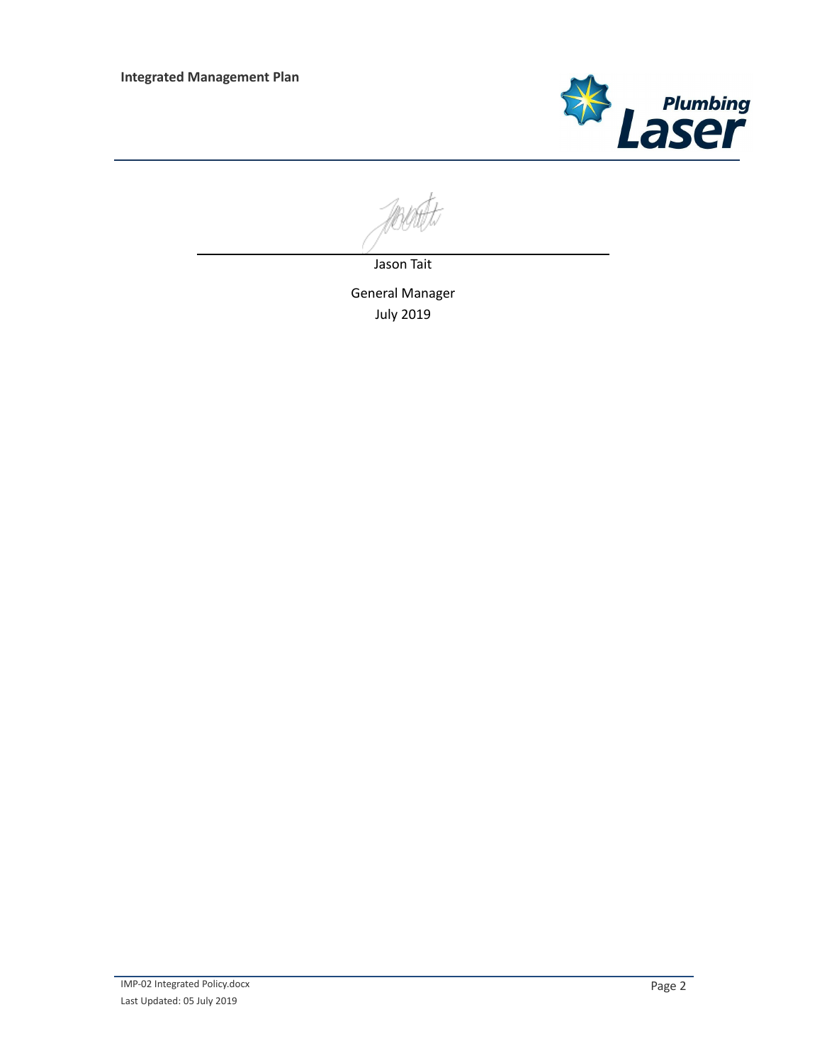Jason Tait

General Manager

July 2019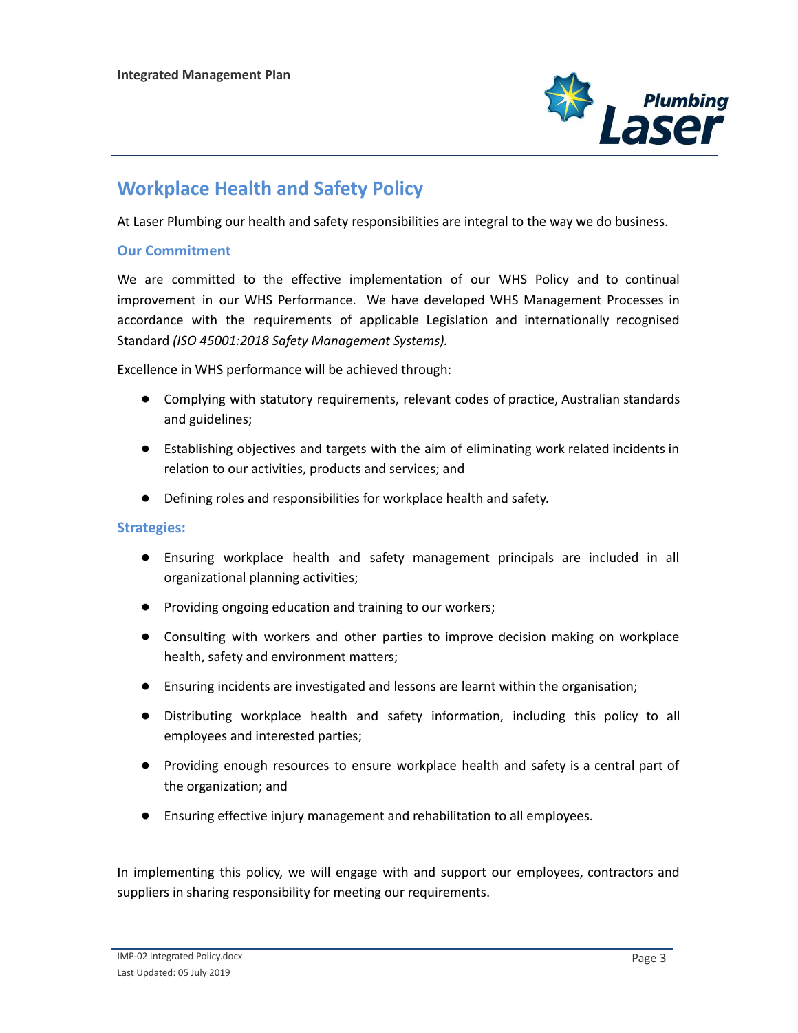# Workplace Health and Safety Policy

At Laser Plumbing our health and safety responsibilities are integral to the way we do business.

## Our Commitment

We are committed to the effective implementation of our WHS Policy and to continual improvement in our WHS Performance. We have developed WHS Management Processes in accordance with the requirements of applicable Legislation and internationally recognised Standard *(ISO 45001:2018 Safety Management Systems).*

Excellence in WHS performance will be achieved through:

- Complying with statutory requirements, relevant codes of practice, Australian standards and guidelines;
- Establishing objectives and targets with the aim of eliminating work related incidents in relation to our activities, products and services; and
- Defining roles and responsibilities for workplace health and safety.

## Strategies:

- Ensuring workplace health and safety management principals are included in all organizational planning activities;
- Providing ongoing education and training to our workers;
- Consulting with workers and other parties to improve decision making on workplace health, safety and environment matters;
- Ensuring incidents are investigated and lessons are learnt within the organisation;
- Distributing workplace health and safety information, including this policy to all employees and interested parties;
- Providing enough resources to ensure workplace health and safety is a central part of the organization; and
- Ensuring effective injury management and rehabilitation to all employees.

In implementing this policy, we will engage with and support our employees, contractors and suppliers in sharing responsibility for meeting our requirements.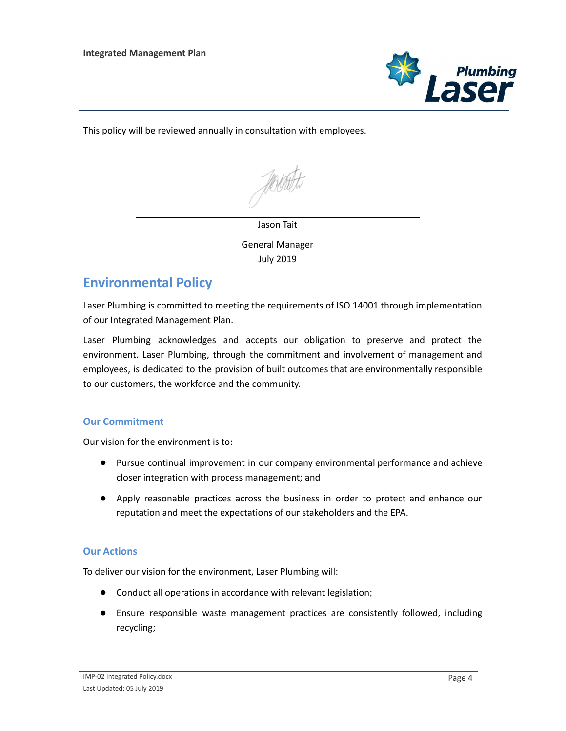This policy will be reviewed annually in consultation with employees.

Jason Tait

General Manager
July 2019

## Environmental Policy

Laser Plumbing is committed to meeting the requirements of ISO 14001 through implementation of our Integrated Management Plan.

Laser Plumbing acknowledges and accepts our obligation to preserve and protect the environment. Laser Plumbing, through the commitment and involvement of management and employees, is dedicated to the provision of built outcomes that are environmentally responsible to our customers, the workforce and the community.

### Our Commitment

Our vision for the environment is to:

- Pursue continual improvement in our company environmental performance and achieve closer integration with process management; and
- Apply reasonable practices across the business in order to protect and enhance our reputation and meet the expectations of our stakeholders and the EPA.

### Our Actions

To deliver our vision for the environment, Laser Plumbing will:

- Conduct all operations in accordance with relevant legislation;
- Ensure responsible waste management practices are consistently followed, including recycling;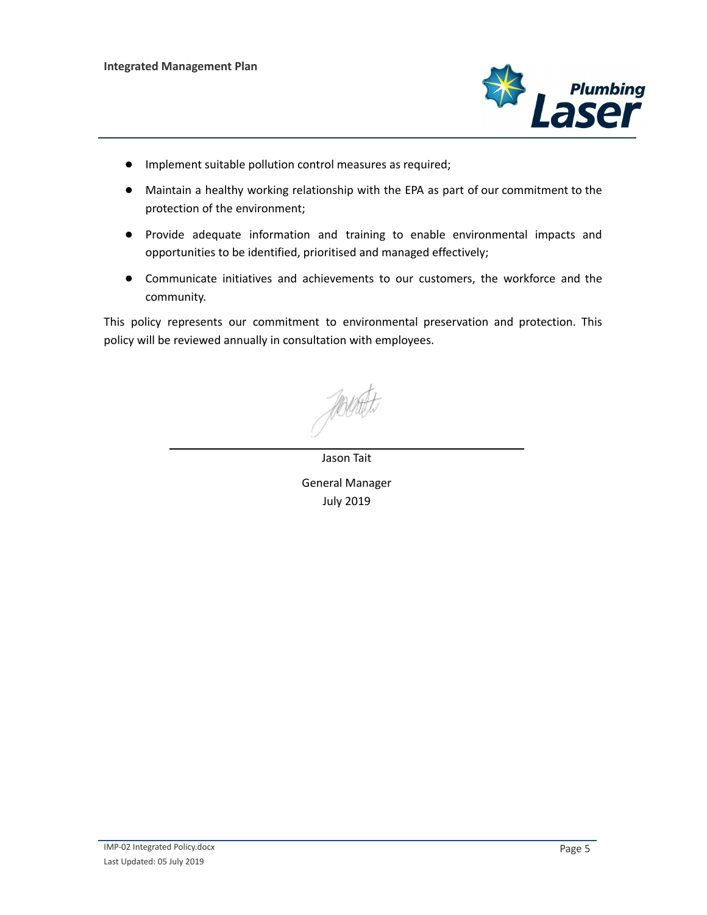- Implement suitable pollution control measures as required;
- Maintain a healthy working relationship with the EPA as part of our commitment to the protection of the environment;
- Provide adequate information and training to enable environmental impacts and opportunities to be identified, prioritised and managed effectively;
- Communicate initiatives and achievements to our customers, the workforce and the community.

This policy represents our commitment to environmental preservation and protection. This policy will be reviewed annually in consultation with employees.

Jason Tait

General Manager

July 2019